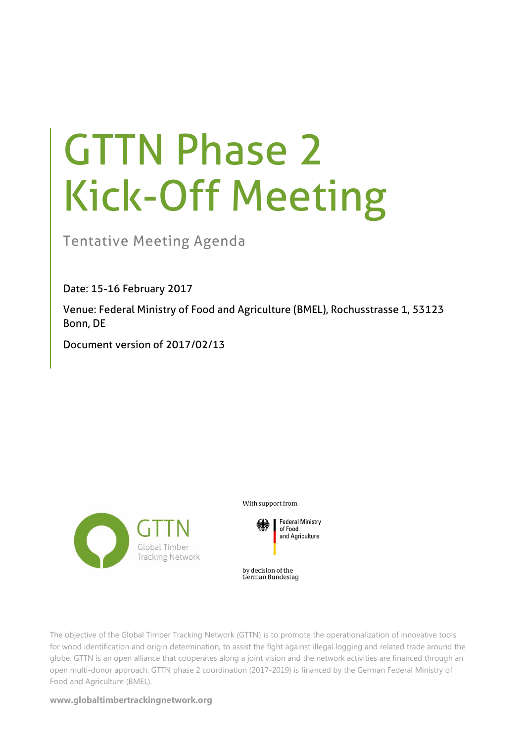# GTTN Phase 2 Kick-Off Meeting

Tentative Meeting Agenda

Date: 15-16 February 2017

Venue: Federal Ministry of Food and Agriculture (BMEL), Rochusstrasse 1, 53123 Bonn, DE

Document version of 2017/02/13

GTTN Global Timber Tracking Network

With support from

Federal Ministry of Food and Agriculture

by decision of the German Bundestag

The objective of the Global Timber Tracking Network (GTTN) is to promote the operationalization of innovative tools for wood identification and origin determination, to assist the fight against illegal logging and related trade around the globe. GTTN is an open alliance that cooperates along a joint vision and the network activities are financed through an open multi-donor approach. GTTN phase 2 coordination (2017-2019) is financed by the German Federal Ministry of Food and Agriculture (BMEL).

**www.globaltimbertrackingnetwork.org**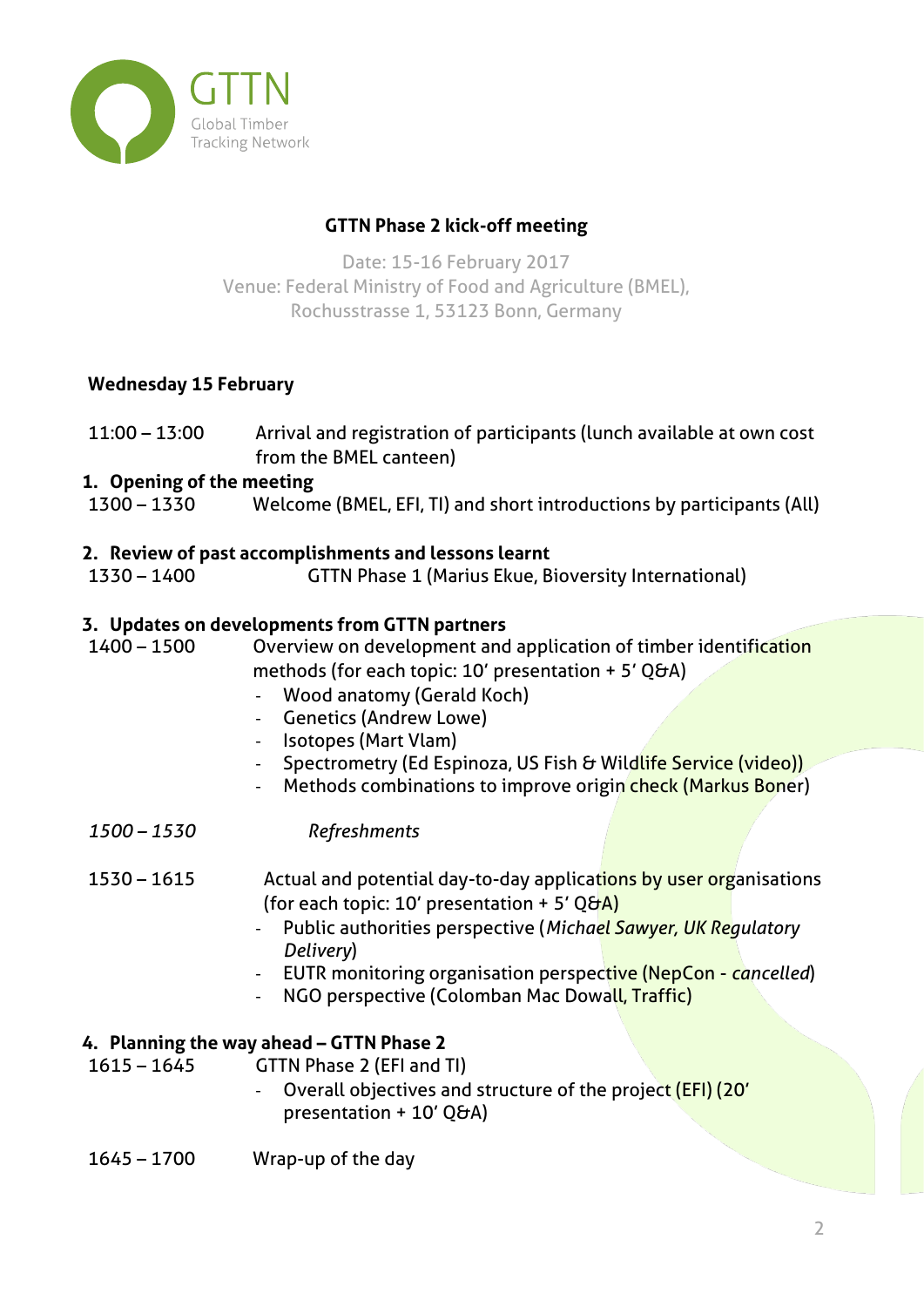GTTN
Global Timber
Tracking Network

**GTTN Phase 2 kick-off meeting**

Date: 15-16 February 2017
Venue: Federal Ministry of Food and Agriculture (BMEL),
Rochusstrasse 1, 53123 Bonn, Germany

**Wednesday 15 February**

11:00 – 13:00 Arrival and registration of participants (lunch available at own cost from the BMEL canteen)

**1. Opening of the meeting**

1300 – 1330 Welcome (BMEL, EFI, TI) and short introductions by participants (All)

**2. Review of past accomplishments and lessons learnt**

1330 – 1400 GTTN Phase 1 (Marius Ekue, Bioversity International)

**3. Updates on developments from GTTN partners**

1400 – 1500 Overview on development and application of timber identification methods (for each topic: 10' presentation + 5' Q&A)

- Wood anatomy (Gerald Koch)
- Genetics (Andrew Lowe)
- Isotopes (Mart Vlam)
- Spectrometry (Ed Espinoza, US Fish & Wildlife Service (video))
- Methods combinations to improve origin check (Markus Boner)

*1500 – 1530* *Refreshments*

1530 – 1615 Actual and potential day-to-day applications by user organisations (for each topic: 10' presentation + 5' Q&A)

- Public authorities perspective (*Michael Sawyer, UK Regulatory Delivery*)
- EUTR monitoring organisation perspective (NepCon - *cancelled*)
- NGO perspective (Colomban Mac Dowall, Traffic)

**4. Planning the way ahead – GTTN Phase 2**

1615 – 1645 GTTN Phase 2 (EFI and TI)

- Overall objectives and structure of the project (EFI) (20' presentation + 10' Q&A)

1645 – 1700 Wrap-up of the day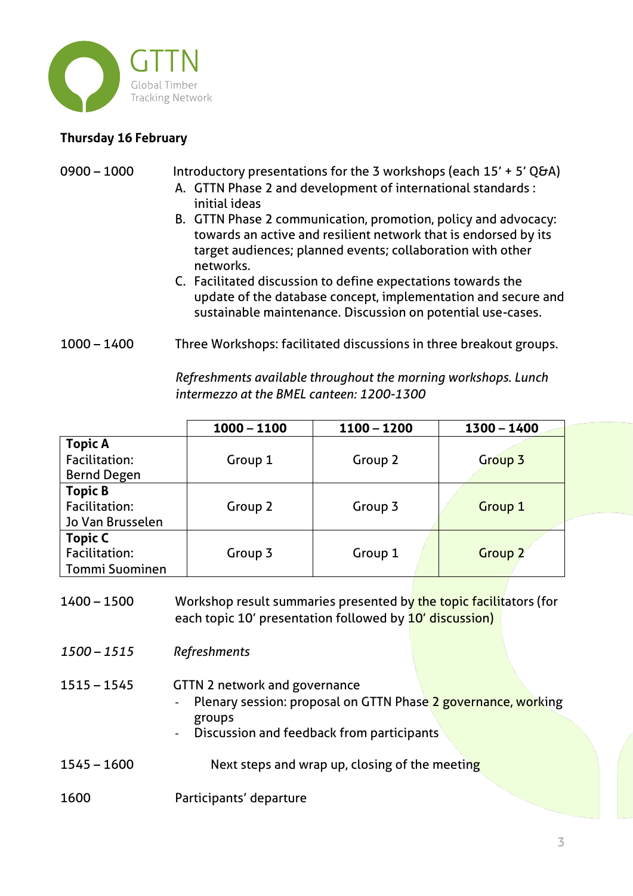GTTN
Global Timber Tracking Network

**Thursday 16 February**

0900 – 1000 Introductory presentations for the 3 workshops (each 15' + 5' Q&A)

A. GTTN Phase 2 and development of international standards : initial ideas
B. GTTN Phase 2 communication, promotion, policy and advocacy: towards an active and resilient network that is endorsed by its target audiences; planned events; collaboration with other networks.
C. Facilitated discussion to define expectations towards the update of the database concept, implementation and secure and sustainable maintenance. Discussion on potential use-cases.

1000 – 1400 Three Workshops: facilitated discussions in three breakout groups.

*Refreshments available throughout the morning workshops. Lunch intermezzo at the BMEL canteen: 1200-1300*

| | 1000 – 1100 | 1100 – 1200 | 1300 – 1400 |
|---|---|---|---|
| **Topic A** Facilitation: Bernd Degen | Group 1 | Group 2 | Group 3 |
| **Topic B** Facilitation: Jo Van Brusselen | Group 2 | Group 3 | Group 1 |
| **Topic C** Facilitation: Tommi Suominen | Group 3 | Group 1 | Group 2 |

1400 – 1500 Workshop result summaries presented by the topic facilitators (for each topic 10' presentation followed by 10' discussion)

*1500 – 1515 Refreshments*

1515 – 1545 GTTN 2 network and governance

- Plenary session: proposal on GTTN Phase 2 governance, working groups
- Discussion and feedback from participants

1545 – 1600 Next steps and wrap up, closing of the meeting

1600 Participants' departure